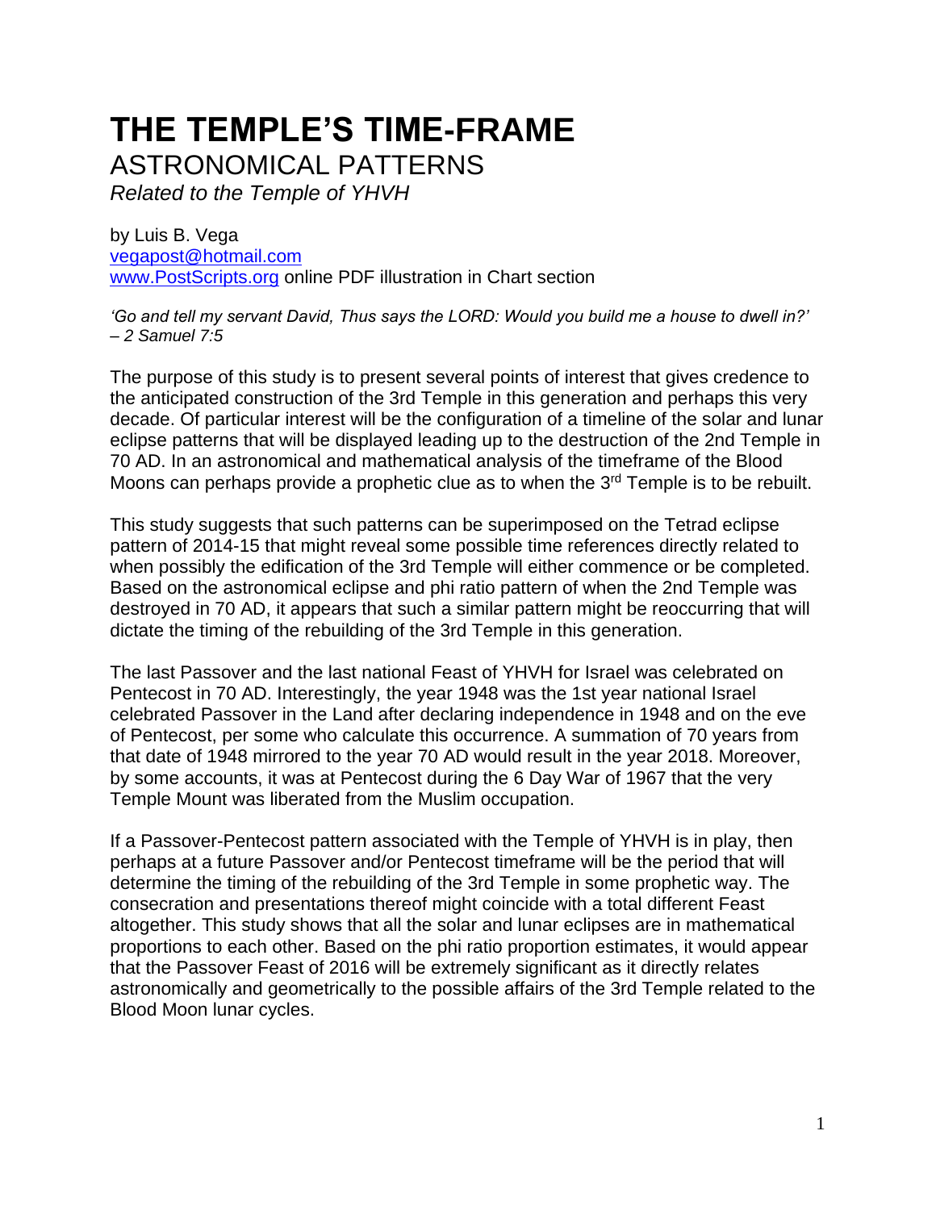# THE TEMPLE'S TIME-FRAME

## ASTRONOMICAL PATTERNS

*Related to the Temple of YHVH*

by Luis B. Vega
vegapost@hotmail.com
www.PostScripts.org online PDF illustration in Chart section

*'Go and tell my servant David, Thus says the LORD: Would you build me a house to dwell in?' – 2 Samuel 7:5*

The purpose of this study is to present several points of interest that gives credence to the anticipated construction of the 3rd Temple in this generation and perhaps this very decade. Of particular interest will be the configuration of a timeline of the solar and lunar eclipse patterns that will be displayed leading up to the destruction of the 2nd Temple in 70 AD. In an astronomical and mathematical analysis of the timeframe of the Blood Moons can perhaps provide a prophetic clue as to when the 3rd Temple is to be rebuilt.

This study suggests that such patterns can be superimposed on the Tetrad eclipse pattern of 2014-15 that might reveal some possible time references directly related to when possibly the edification of the 3rd Temple will either commence or be completed. Based on the astronomical eclipse and phi ratio pattern of when the 2nd Temple was destroyed in 70 AD, it appears that such a similar pattern might be reoccurring that will dictate the timing of the rebuilding of the 3rd Temple in this generation.

The last Passover and the last national Feast of YHVH for Israel was celebrated on Pentecost in 70 AD. Interestingly, the year 1948 was the 1st year national Israel celebrated Passover in the Land after declaring independence in 1948 and on the eve of Pentecost, per some who calculate this occurrence. A summation of 70 years from that date of 1948 mirrored to the year 70 AD would result in the year 2018. Moreover, by some accounts, it was at Pentecost during the 6 Day War of 1967 that the very Temple Mount was liberated from the Muslim occupation.

If a Passover-Pentecost pattern associated with the Temple of YHVH is in play, then perhaps at a future Passover and/or Pentecost timeframe will be the period that will determine the timing of the rebuilding of the 3rd Temple in some prophetic way. The consecration and presentations thereof might coincide with a total different Feast altogether. This study shows that all the solar and lunar eclipses are in mathematical proportions to each other. Based on the phi ratio proportion estimates, it would appear that the Passover Feast of 2016 will be extremely significant as it directly relates astronomically and geometrically to the possible affairs of the 3rd Temple related to the Blood Moon lunar cycles.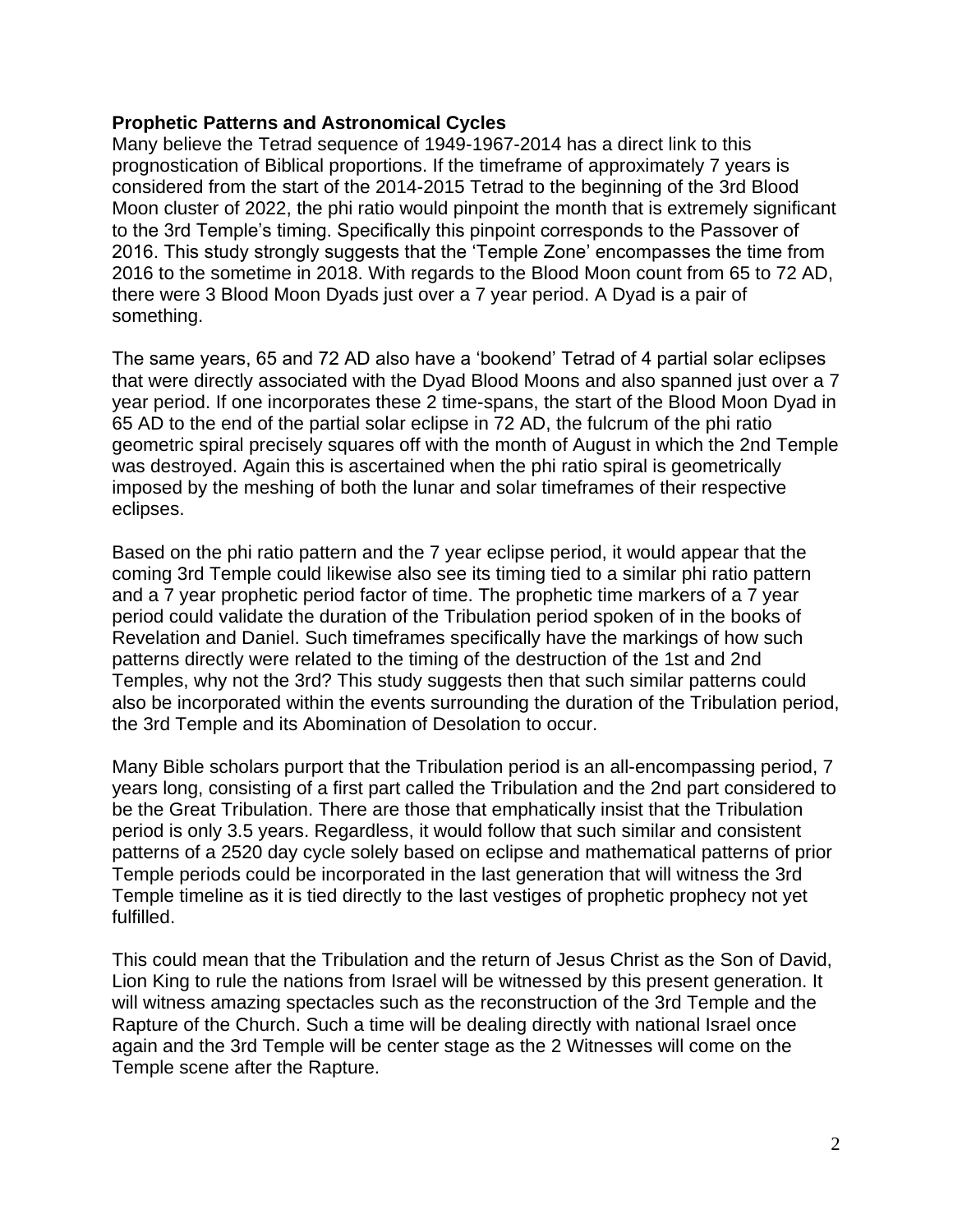**Prophetic Patterns and Astronomical Cycles**

Many believe the Tetrad sequence of 1949-1967-2014 has a direct link to this prognostication of Biblical proportions. If the timeframe of approximately 7 years is considered from the start of the 2014-2015 Tetrad to the beginning of the 3rd Blood Moon cluster of 2022, the phi ratio would pinpoint the month that is extremely significant to the 3rd Temple's timing. Specifically this pinpoint corresponds to the Passover of 2016. This study strongly suggests that the 'Temple Zone' encompasses the time from 2016 to the sometime in 2018. With regards to the Blood Moon count from 65 to 72 AD, there were 3 Blood Moon Dyads just over a 7 year period. A Dyad is a pair of something.

The same years, 65 and 72 AD also have a 'bookend' Tetrad of 4 partial solar eclipses that were directly associated with the Dyad Blood Moons and also spanned just over a 7 year period. If one incorporates these 2 time-spans, the start of the Blood Moon Dyad in 65 AD to the end of the partial solar eclipse in 72 AD, the fulcrum of the phi ratio geometric spiral precisely squares off with the month of August in which the 2nd Temple was destroyed. Again this is ascertained when the phi ratio spiral is geometrically imposed by the meshing of both the lunar and solar timeframes of their respective eclipses.

Based on the phi ratio pattern and the 7 year eclipse period, it would appear that the coming 3rd Temple could likewise also see its timing tied to a similar phi ratio pattern and a 7 year prophetic period factor of time. The prophetic time markers of a 7 year period could validate the duration of the Tribulation period spoken of in the books of Revelation and Daniel. Such timeframes specifically have the markings of how such patterns directly were related to the timing of the destruction of the 1st and 2nd Temples, why not the 3rd? This study suggests then that such similar patterns could also be incorporated within the events surrounding the duration of the Tribulation period, the 3rd Temple and its Abomination of Desolation to occur.

Many Bible scholars purport that the Tribulation period is an all-encompassing period, 7 years long, consisting of a first part called the Tribulation and the 2nd part considered to be the Great Tribulation. There are those that emphatically insist that the Tribulation period is only 3.5 years. Regardless, it would follow that such similar and consistent patterns of a 2520 day cycle solely based on eclipse and mathematical patterns of prior Temple periods could be incorporated in the last generation that will witness the 3rd Temple timeline as it is tied directly to the last vestiges of prophetic prophecy not yet fulfilled.

This could mean that the Tribulation and the return of Jesus Christ as the Son of David, Lion King to rule the nations from Israel will be witnessed by this present generation. It will witness amazing spectacles such as the reconstruction of the 3rd Temple and the Rapture of the Church. Such a time will be dealing directly with national Israel once again and the 3rd Temple will be center stage as the 2 Witnesses will come on the Temple scene after the Rapture.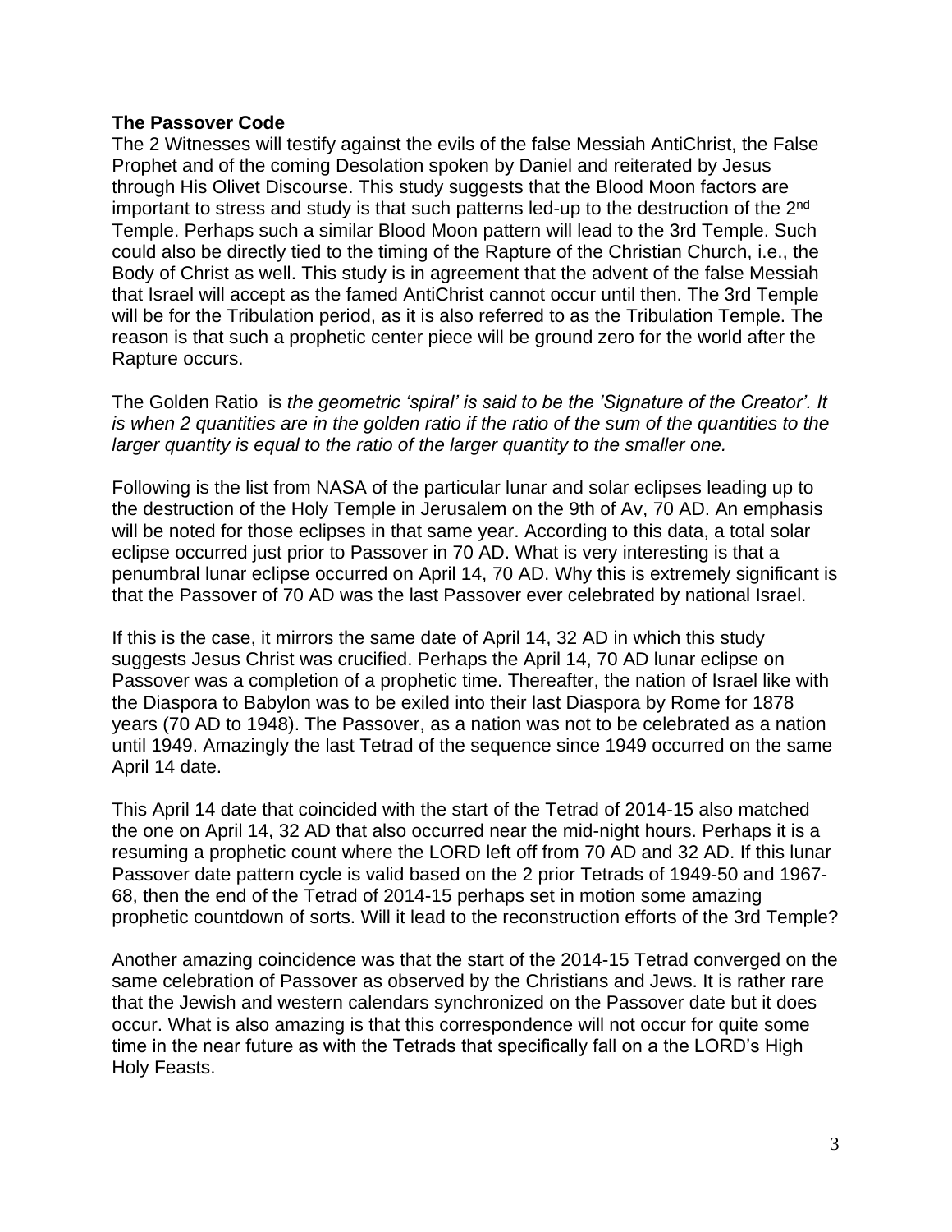**The Passover Code**

The 2 Witnesses will testify against the evils of the false Messiah AntiChrist, the False Prophet and of the coming Desolation spoken by Daniel and reiterated by Jesus through His Olivet Discourse. This study suggests that the Blood Moon factors are important to stress and study is that such patterns led-up to the destruction of the 2nd Temple. Perhaps such a similar Blood Moon pattern will lead to the 3rd Temple. Such could also be directly tied to the timing of the Rapture of the Christian Church, i.e., the Body of Christ as well. This study is in agreement that the advent of the false Messiah that Israel will accept as the famed AntiChrist cannot occur until then. The 3rd Temple will be for the Tribulation period, as it is also referred to as the Tribulation Temple. The reason is that such a prophetic center piece will be ground zero for the world after the Rapture occurs.

The Golden Ratio is *the geometric 'spiral' is said to be the 'Signature of the Creator'. It is when 2 quantities are in the golden ratio if the ratio of the sum of the quantities to the larger quantity is equal to the ratio of the larger quantity to the smaller one.*

Following is the list from NASA of the particular lunar and solar eclipses leading up to the destruction of the Holy Temple in Jerusalem on the 9th of Av, 70 AD. An emphasis will be noted for those eclipses in that same year. According to this data, a total solar eclipse occurred just prior to Passover in 70 AD. What is very interesting is that a penumbral lunar eclipse occurred on April 14, 70 AD. Why this is extremely significant is that the Passover of 70 AD was the last Passover ever celebrated by national Israel.

If this is the case, it mirrors the same date of April 14, 32 AD in which this study suggests Jesus Christ was crucified. Perhaps the April 14, 70 AD lunar eclipse on Passover was a completion of a prophetic time. Thereafter, the nation of Israel like with the Diaspora to Babylon was to be exiled into their last Diaspora by Rome for 1878 years (70 AD to 1948). The Passover, as a nation was not to be celebrated as a nation until 1949. Amazingly the last Tetrad of the sequence since 1949 occurred on the same April 14 date.

This April 14 date that coincided with the start of the Tetrad of 2014-15 also matched the one on April 14, 32 AD that also occurred near the mid-night hours. Perhaps it is a resuming a prophetic count where the LORD left off from 70 AD and 32 AD. If this lunar Passover date pattern cycle is valid based on the 2 prior Tetrads of 1949-50 and 1967-68, then the end of the Tetrad of 2014-15 perhaps set in motion some amazing prophetic countdown of sorts. Will it lead to the reconstruction efforts of the 3rd Temple?

Another amazing coincidence was that the start of the 2014-15 Tetrad converged on the same celebration of Passover as observed by the Christians and Jews. It is rather rare that the Jewish and western calendars synchronized on the Passover date but it does occur. What is also amazing is that this correspondence will not occur for quite some time in the near future as with the Tetrads that specifically fall on a the LORD's High Holy Feasts.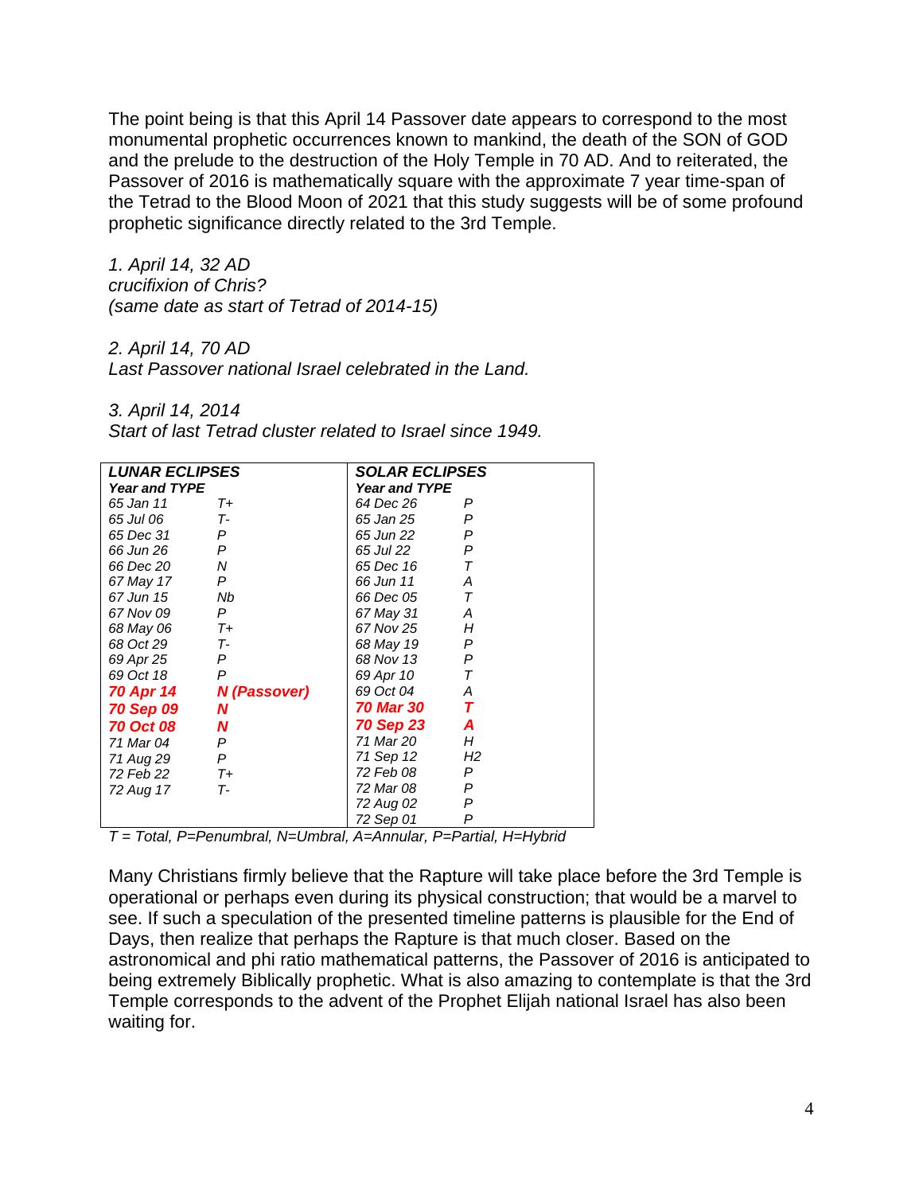The point being is that this April 14 Passover date appears to correspond to the most monumental prophetic occurrences known to mankind, the death of the SON of GOD and the prelude to the destruction of the Holy Temple in 70 AD. And to reiterated, the Passover of 2016 is mathematically square with the approximate 7 year time-span of the Tetrad to the Blood Moon of 2021 that this study suggests will be of some profound prophetic significance directly related to the 3rd Temple.

*1. April 14, 32 AD*
*crucifixion of Chris?*
*(same date as start of Tetrad of 2014-15)*

*2. April 14, 70 AD*
*Last Passover national Israel celebrated in the Land.*

*3. April 14, 2014*
*Start of last Tetrad cluster related to Israel since 1949.*

| ***LUNAR ECLIPSES*** | | ***SOLAR ECLIPSES*** | |
|---|---|---|---|
| ***Year and TYPE*** | | ***Year and TYPE*** | |
| *65 Jan 11* | *T+* | *64 Dec 26* | *P* |
| *65 Jul 06* | *T-* | *65 Jan 25* | *P* |
| *65 Dec 31* | *P* | *65 Jun 22* | *P* |
| *66 Jun 26* | *P* | *65 Jul 22* | *P* |
| *66 Dec 20* | *N* | *65 Dec 16* | *T* |
| *67 May 17* | *P* | *66 Jun 11* | *A* |
| *67 Jun 15* | *Nb* | *66 Dec 05* | *T* |
| *67 Nov 09* | *P* | *67 May 31* | *A* |
| *68 May 06* | *T+* | *67 Nov 25* | *H* |
| *68 Oct 29* | *T-* | *68 May 19* | *P* |
| *69 Apr 25* | *P* | *68 Nov 13* | *P* |
| *69 Oct 18* | *P* | *69 Apr 10* | *T* |
| ***70 Apr 14*** | ***N (Passover)*** | *69 Oct 04* | *A* |
| ***70 Sep 09*** | ***N*** | ***70 Mar 30*** | ***T*** |
| ***70 Oct 08*** | ***N*** | ***70 Sep 23*** | ***A*** |
| *71 Mar 04* | *P* | *71 Mar 20* | *H* |
| *71 Aug 29* | *P* | *71 Sep 12* | *H2* |
| *72 Feb 22* | *T+* | *72 Feb 08* | *P* |
| *72 Aug 17* | *T-* | *72 Mar 08* | *P* |
| | | *72 Aug 02* | *P* |
| | | *72 Sep 01* | *P* |

*T = Total, P=Penumbral, N=Umbral, A=Annular, P=Partial, H=Hybrid*

Many Christians firmly believe that the Rapture will take place before the 3rd Temple is operational or perhaps even during its physical construction; that would be a marvel to see. If such a speculation of the presented timeline patterns is plausible for the End of Days, then realize that perhaps the Rapture is that much closer. Based on the astronomical and phi ratio mathematical patterns, the Passover of 2016 is anticipated to being extremely Biblically prophetic. What is also amazing to contemplate is that the 3rd Temple corresponds to the advent of the Prophet Elijah national Israel has also been waiting for.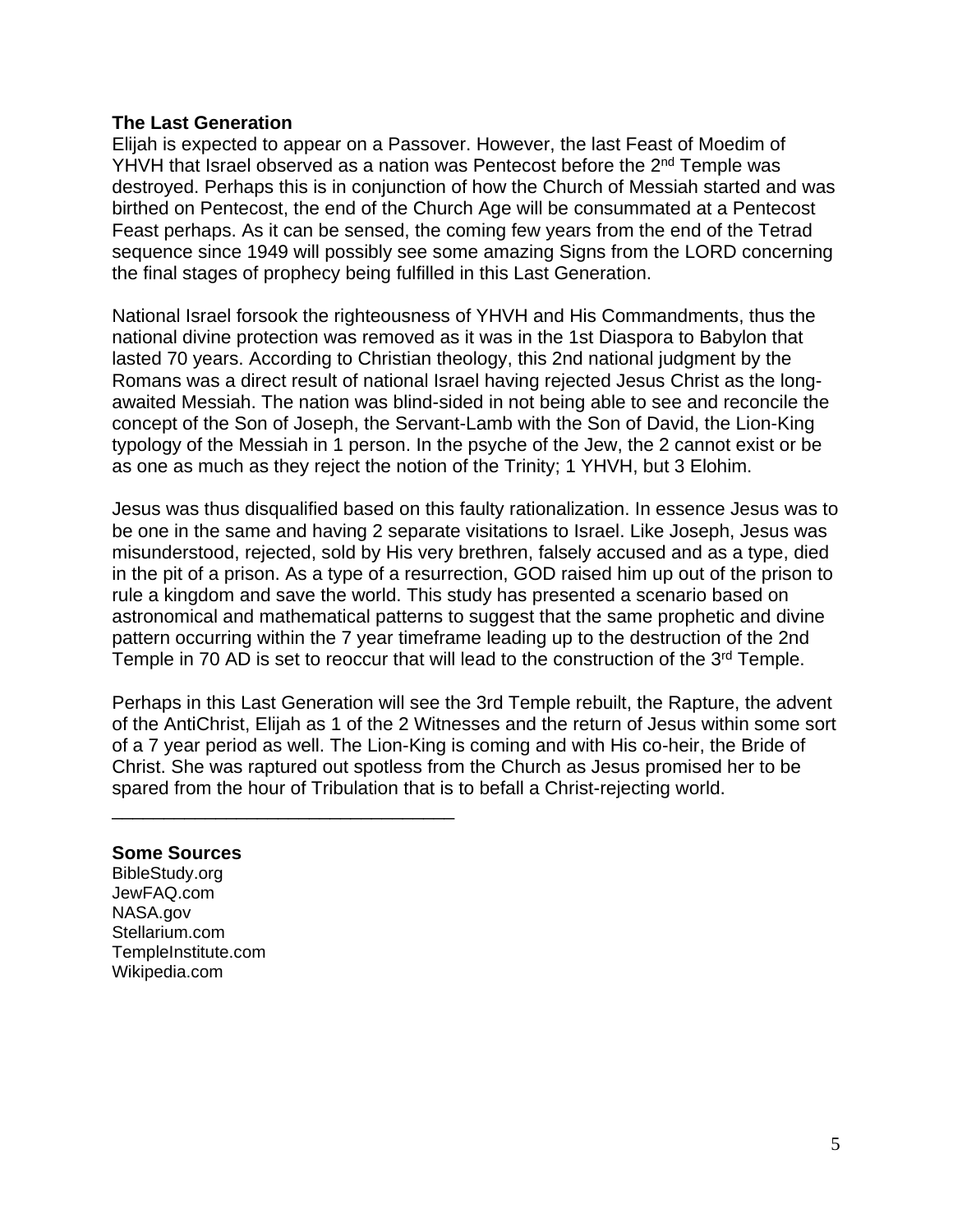**The Last Generation**

Elijah is expected to appear on a Passover. However, the last Feast of Moedim of YHVH that Israel observed as a nation was Pentecost before the 2nd Temple was destroyed. Perhaps this is in conjunction of how the Church of Messiah started and was birthed on Pentecost, the end of the Church Age will be consummated at a Pentecost Feast perhaps. As it can be sensed, the coming few years from the end of the Tetrad sequence since 1949 will possibly see some amazing Signs from the LORD concerning the final stages of prophecy being fulfilled in this Last Generation.

National Israel forsook the righteousness of YHVH and His Commandments, thus the national divine protection was removed as it was in the 1st Diaspora to Babylon that lasted 70 years. According to Christian theology, this 2nd national judgment by the Romans was a direct result of national Israel having rejected Jesus Christ as the long-awaited Messiah. The nation was blind-sided in not being able to see and reconcile the concept of the Son of Joseph, the Servant-Lamb with the Son of David, the Lion-King typology of the Messiah in 1 person. In the psyche of the Jew, the 2 cannot exist or be as one as much as they reject the notion of the Trinity; 1 YHVH, but 3 Elohim.

Jesus was thus disqualified based on this faulty rationalization. In essence Jesus was to be one in the same and having 2 separate visitations to Israel. Like Joseph, Jesus was misunderstood, rejected, sold by His very brethren, falsely accused and as a type, died in the pit of a prison. As a type of a resurrection, GOD raised him up out of the prison to rule a kingdom and save the world. This study has presented a scenario based on astronomical and mathematical patterns to suggest that the same prophetic and divine pattern occurring within the 7 year timeframe leading up to the destruction of the 2nd Temple in 70 AD is set to reoccur that will lead to the construction of the 3rd Temple.

Perhaps in this Last Generation will see the 3rd Temple rebuilt, the Rapture, the advent of the AntiChrist, Elijah as 1 of the 2 Witnesses and the return of Jesus within some sort of a 7 year period as well. The Lion-King is coming and with His co-heir, the Bride of Christ. She was raptured out spotless from the Church as Jesus promised her to be spared from the hour of Tribulation that is to befall a Christ-rejecting world.

---

**Some Sources**

BibleStudy.org
JewFAQ.com
NASA.gov
Stellarium.com
TempleInstitute.com
Wikipedia.com